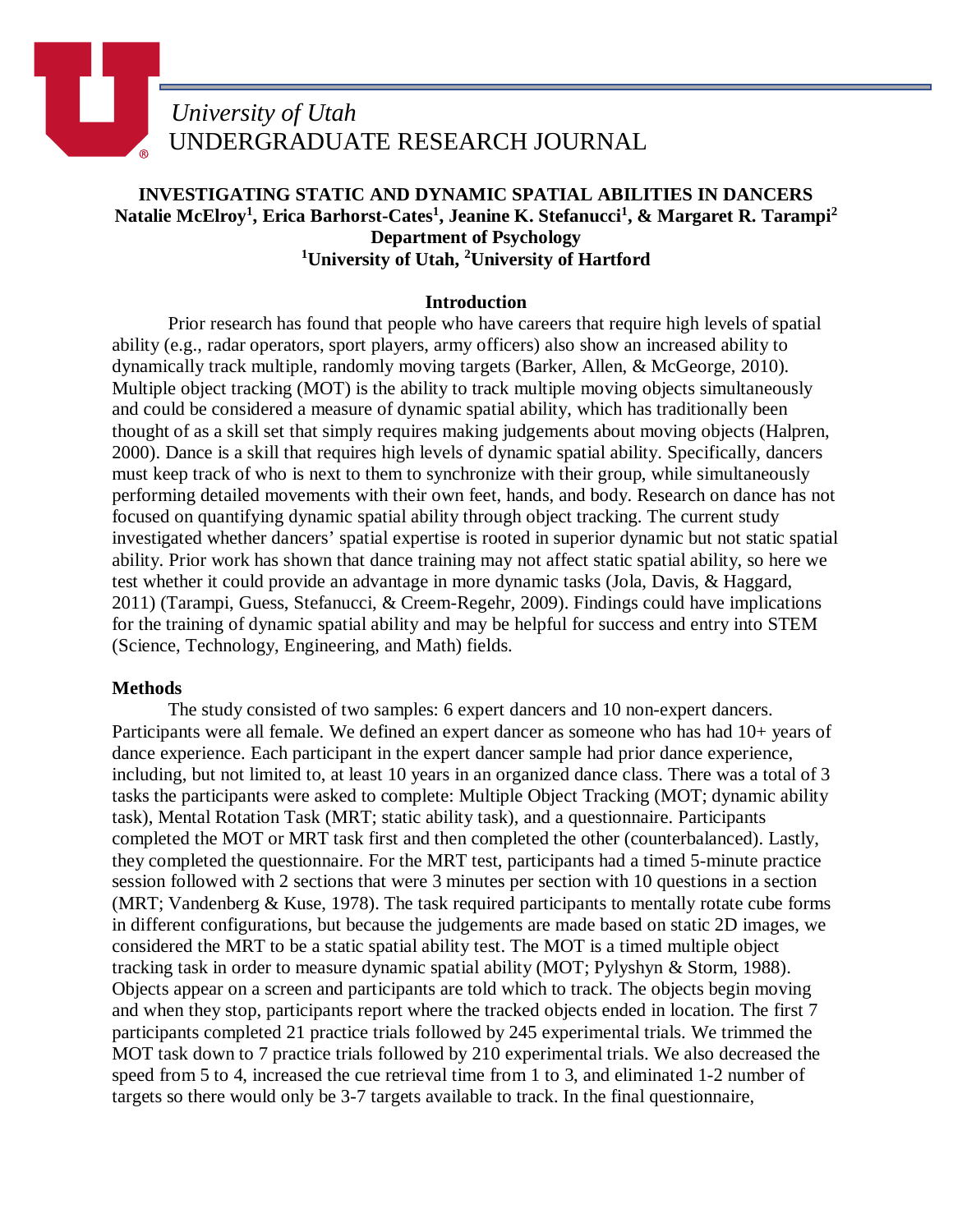*University of Utah*
UNDERGRADUATE RESEARCH JOURNAL

# INVESTIGATING STATIC AND DYNAMIC SPATIAL ABILITIES IN DANCERS

**Natalie McElroy[1], Erica Barhorst-Cates[1], Jeanine K. Stefanucci[1], & Margaret R. Tarampi[2]**
**Department of Psychology**
**[1]University of Utah, [2]University of Hartford**

## Introduction

Prior research has found that people who have careers that require high levels of spatial ability (e.g., radar operators, sport players, army officers) also show an increased ability to dynamically track multiple, randomly moving targets (Barker, Allen, & McGeorge, 2010). Multiple object tracking (MOT) is the ability to track multiple moving objects simultaneously and could be considered a measure of dynamic spatial ability, which has traditionally been thought of as a skill set that simply requires making judgements about moving objects (Halpren, 2000). Dance is a skill that requires high levels of dynamic spatial ability. Specifically, dancers must keep track of who is next to them to synchronize with their group, while simultaneously performing detailed movements with their own feet, hands, and body. Research on dance has not focused on quantifying dynamic spatial ability through object tracking. The current study investigated whether dancers' spatial expertise is rooted in superior dynamic but not static spatial ability. Prior work has shown that dance training may not affect static spatial ability, so here we test whether it could provide an advantage in more dynamic tasks (Jola, Davis, & Haggard, 2011) (Tarampi, Guess, Stefanucci, & Creem-Regehr, 2009). Findings could have implications for the training of dynamic spatial ability and may be helpful for success and entry into STEM (Science, Technology, Engineering, and Math) fields.

## Methods

The study consisted of two samples: 6 expert dancers and 10 non-expert dancers. Participants were all female. We defined an expert dancer as someone who has had 10+ years of dance experience. Each participant in the expert dancer sample had prior dance experience, including, but not limited to, at least 10 years in an organized dance class. There was a total of 3 tasks the participants were asked to complete: Multiple Object Tracking (MOT; dynamic ability task), Mental Rotation Task (MRT; static ability task), and a questionnaire. Participants completed the MOT or MRT task first and then completed the other (counterbalanced). Lastly, they completed the questionnaire. For the MRT test, participants had a timed 5-minute practice session followed with 2 sections that were 3 minutes per section with 10 questions in a section (MRT; Vandenberg & Kuse, 1978). The task required participants to mentally rotate cube forms in different configurations, but because the judgements are made based on static 2D images, we considered the MRT to be a static spatial ability test. The MOT is a timed multiple object tracking task in order to measure dynamic spatial ability (MOT; Pylyshyn & Storm, 1988). Objects appear on a screen and participants are told which to track. The objects begin moving and when they stop, participants report where the tracked objects ended in location. The first 7 participants completed 21 practice trials followed by 245 experimental trials. We trimmed the MOT task down to 7 practice trials followed by 210 experimental trials. We also decreased the speed from 5 to 4, increased the cue retrieval time from 1 to 3, and eliminated 1-2 number of targets so there would only be 3-7 targets available to track. In the final questionnaire,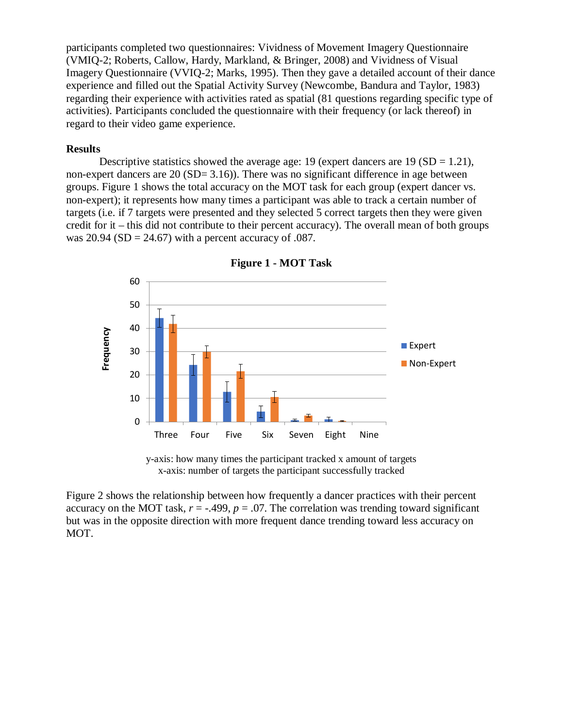participants completed two questionnaires: Vividness of Movement Imagery Questionnaire (VMIQ-2; Roberts, Callow, Hardy, Markland, & Bringer, 2008) and Vividness of Visual Imagery Questionnaire (VVIQ-2; Marks, 1995). Then they gave a detailed account of their dance experience and filled out the Spatial Activity Survey (Newcombe, Bandura and Taylor, 1983) regarding their experience with activities rated as spatial (81 questions regarding specific type of activities). Participants concluded the questionnaire with their frequency (or lack thereof) in regard to their video game experience.

## Results

Descriptive statistics showed the average age: 19 (expert dancers are 19 (SD = 1.21), non-expert dancers are 20 (SD= 3.16)). There was no significant difference in age between groups. Figure 1 shows the total accuracy on the MOT task for each group (expert dancer vs. non-expert); it represents how many times a participant was able to track a certain number of targets (i.e. if 7 targets were presented and they selected 5 correct targets then they were given credit for it – this did not contribute to their percent accuracy). The overall mean of both groups was 20.94 (SD = 24.67) with a percent accuracy of .087.

**Figure 1 - MOT Task**

y-axis: how many times the participant tracked x amount of targets
x-axis: number of targets the participant successfully tracked

Figure 2 shows the relationship between how frequently a dancer practices with their percent accuracy on the MOT task, $r = -.499$, $p = .07$. The correlation was trending toward significant but was in the opposite direction with more frequent dance trending toward less accuracy on MOT.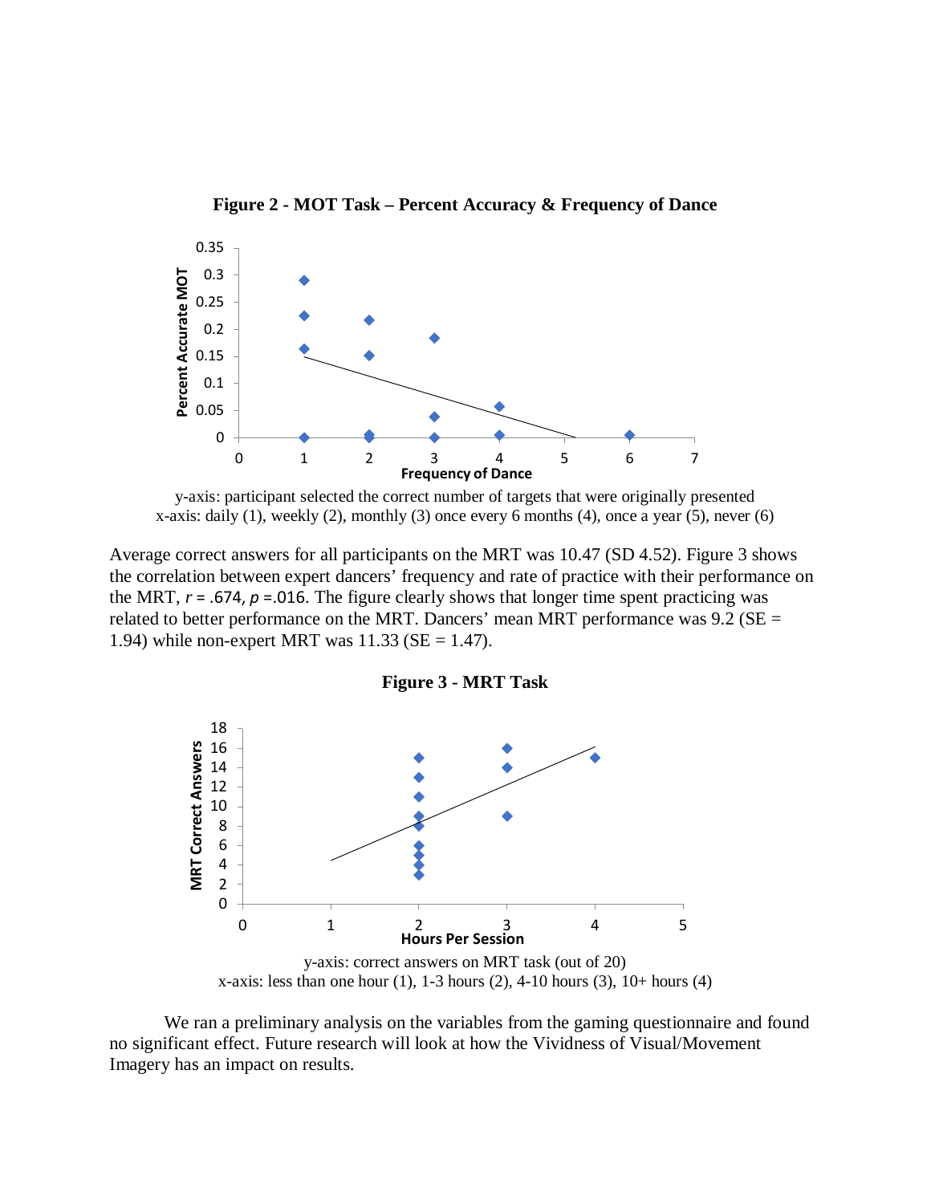**Figure 2 - MOT Task – Percent Accuracy & Frequency of Dance**

y-axis: participant selected the correct number of targets that were originally presented
x-axis: daily (1), weekly (2), monthly (3) once every 6 months (4), once a year (5), never (6)

Average correct answers for all participants on the MRT was 10.47 (SD 4.52). Figure 3 shows the correlation between expert dancers' frequency and rate of practice with their performance on the MRT, $r = .674$, $p = .016$. The figure clearly shows that longer time spent practicing was related to better performance on the MRT. Dancers' mean MRT performance was 9.2 (SE = 1.94) while non-expert MRT was 11.33 (SE = 1.47).

**Figure 3 - MRT Task**

y-axis: correct answers on MRT task (out of 20)
x-axis: less than one hour (1), 1-3 hours (2), 4-10 hours (3), 10+ hours (4)

We ran a preliminary analysis on the variables from the gaming questionnaire and found no significant effect. Future research will look at how the Vividness of Visual/Movement Imagery has an impact on results.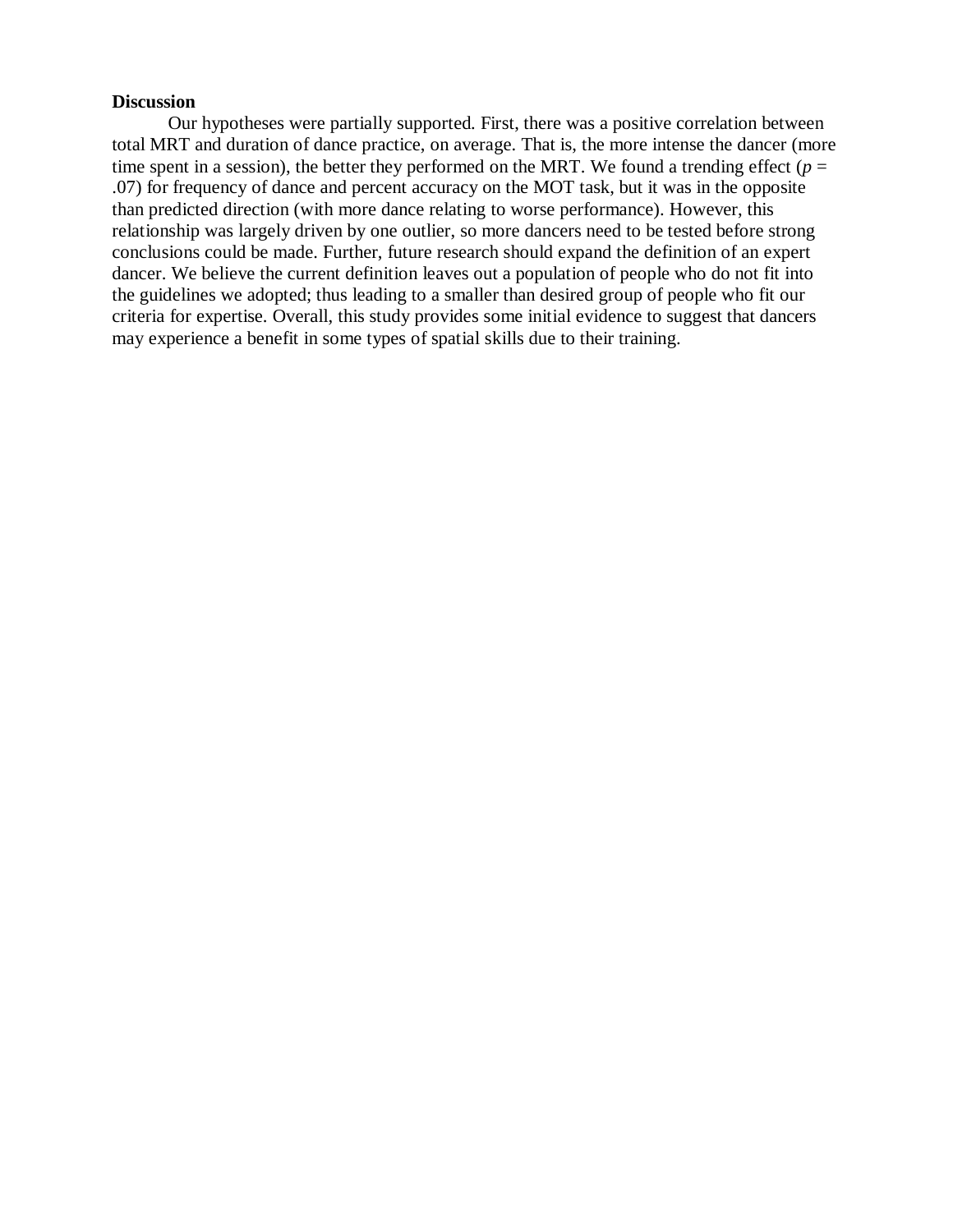**Discussion**

Our hypotheses were partially supported. First, there was a positive correlation between total MRT and duration of dance practice, on average. That is, the more intense the dancer (more time spent in a session), the better they performed on the MRT. We found a trending effect ($p$ = .07) for frequency of dance and percent accuracy on the MOT task, but it was in the opposite than predicted direction (with more dance relating to worse performance). However, this relationship was largely driven by one outlier, so more dancers need to be tested before strong conclusions could be made. Further, future research should expand the definition of an expert dancer. We believe the current definition leaves out a population of people who do not fit into the guidelines we adopted; thus leading to a smaller than desired group of people who fit our criteria for expertise. Overall, this study provides some initial evidence to suggest that dancers may experience a benefit in some types of spatial skills due to their training.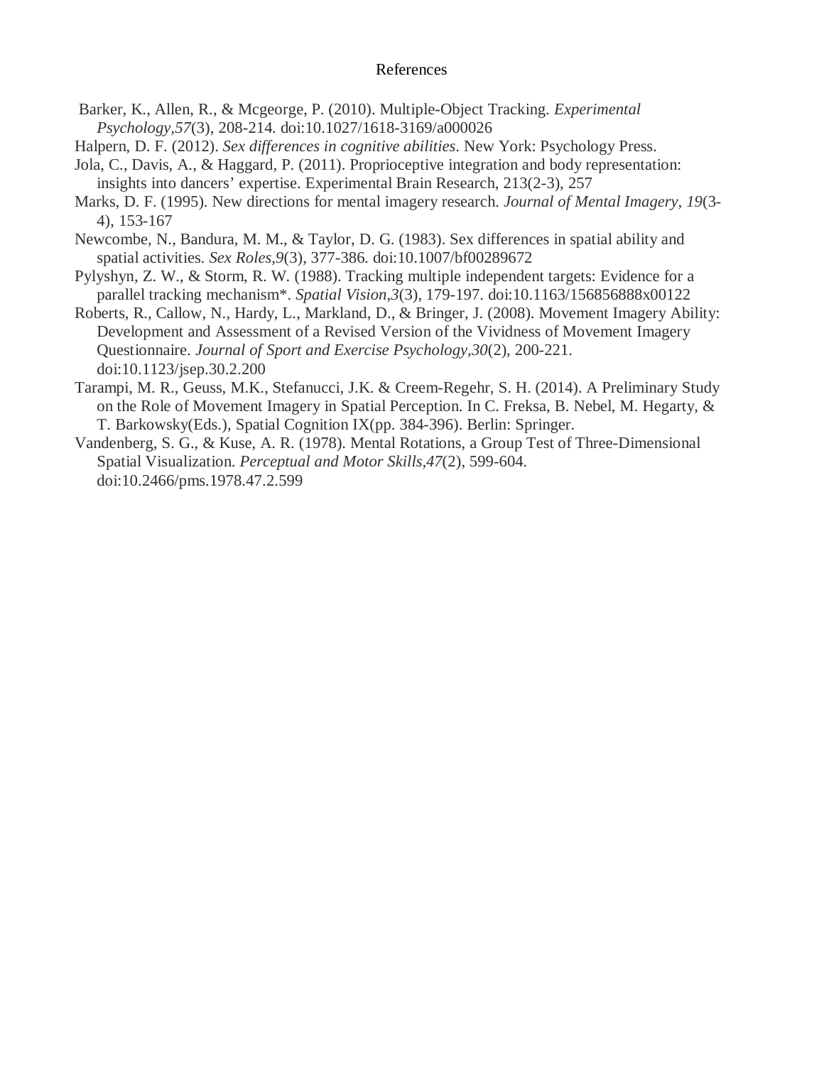# References

Barker, K., Allen, R., & Mcgeorge, P. (2010). Multiple-Object Tracking. *Experimental Psychology,57*(3), 208-214. doi:10.1027/1618-3169/a000026

Halpern, D. F. (2012). *Sex differences in cognitive abilities*. New York: Psychology Press.

Jola, C., Davis, A., & Haggard, P. (2011). Proprioceptive integration and body representation: insights into dancers' expertise. Experimental Brain Research, 213(2-3), 257

Marks, D. F. (1995). New directions for mental imagery research. *Journal of Mental Imagery*, *19*(3-4), 153-167

Newcombe, N., Bandura, M. M., & Taylor, D. G. (1983). Sex differences in spatial ability and spatial activities. *Sex Roles,9*(3), 377-386. doi:10.1007/bf00289672

Pylyshyn, Z. W., & Storm, R. W. (1988). Tracking multiple independent targets: Evidence for a parallel tracking mechanism*. *Spatial Vision,3*(3), 179-197. doi:10.1163/156856888x00122

Roberts, R., Callow, N., Hardy, L., Markland, D., & Bringer, J. (2008). Movement Imagery Ability: Development and Assessment of a Revised Version of the Vividness of Movement Imagery Questionnaire. *Journal of Sport and Exercise Psychology,30*(2), 200-221. doi:10.1123/jsep.30.2.200

Tarampi, M. R., Geuss, M.K., Stefanucci, J.K. & Creem-Regehr, S. H. (2014). A Preliminary Study on the Role of Movement Imagery in Spatial Perception. In C. Freksa, B. Nebel, M. Hegarty, & T. Barkowsky(Eds.), Spatial Cognition IX(pp. 384-396). Berlin: Springer.

Vandenberg, S. G., & Kuse, A. R. (1978). Mental Rotations, a Group Test of Three-Dimensional Spatial Visualization. *Perceptual and Motor Skills,47*(2), 599-604. doi:10.2466/pms.1978.47.2.599